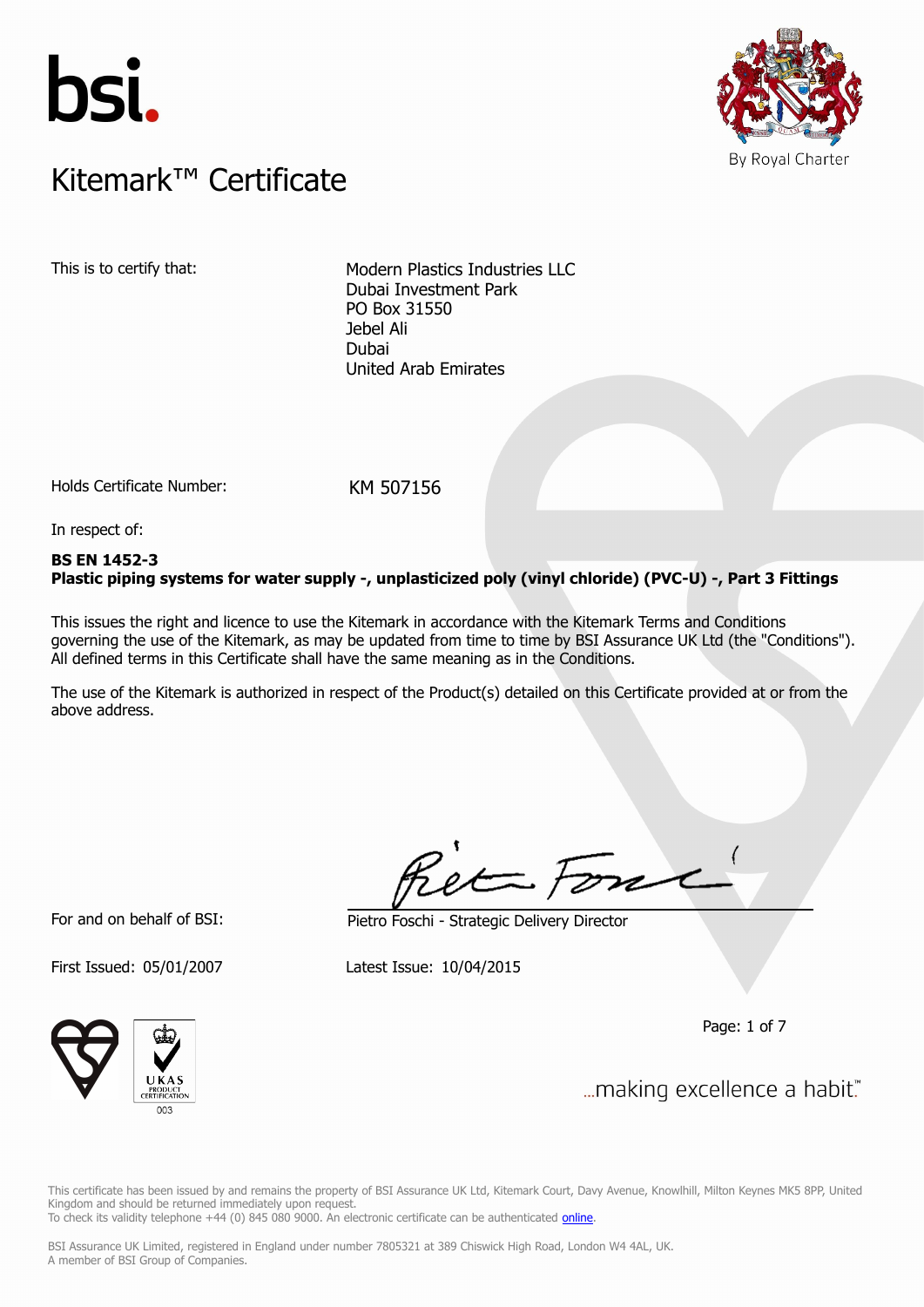bsi.

# Kitemark™ Certificate

By Royal Charter

This is to certify that: Modern Plastics Industries LLC
Dubai Investment Park
PO Box 31550
Jebel Ali
Dubai
United Arab Emirates

Holds Certificate Number: KM 507156

In respect of:

**BS EN 1452-3**
**Plastic piping systems for water supply -, unplasticized poly (vinyl chloride) (PVC-U) -, Part 3 Fittings**

This issues the right and licence to use the Kitemark in accordance with the Kitemark Terms and Conditions governing the use of the Kitemark, as may be updated from time to time by BSI Assurance UK Ltd (the "Conditions"). All defined terms in this Certificate shall have the same meaning as in the Conditions.

The use of the Kitemark is authorized in respect of the Product(s) detailed on this Certificate provided at or from the above address.

For and on behalf of BSI: Pietro Foschi - Strategic Delivery Director

First Issued: 05/01/2007 Latest Issue: 10/04/2015

UKAS PRODUCT CERTIFICATION 003

...making excellence a habit.™

This certificate has been issued by and remains the property of BSI Assurance UK Ltd, Kitemark Court, Davy Avenue, Knowlhill, Milton Keynes MK5 8PP, United Kingdom and should be returned immediately upon request.
To check its validity telephone +44 (0) 845 080 9000. An electronic certificate can be authenticated online.

BSI Assurance UK Limited, registered in England under number 7805321 at 389 Chiswick High Road, London W4 4AL, UK.
A member of BSI Group of Companies.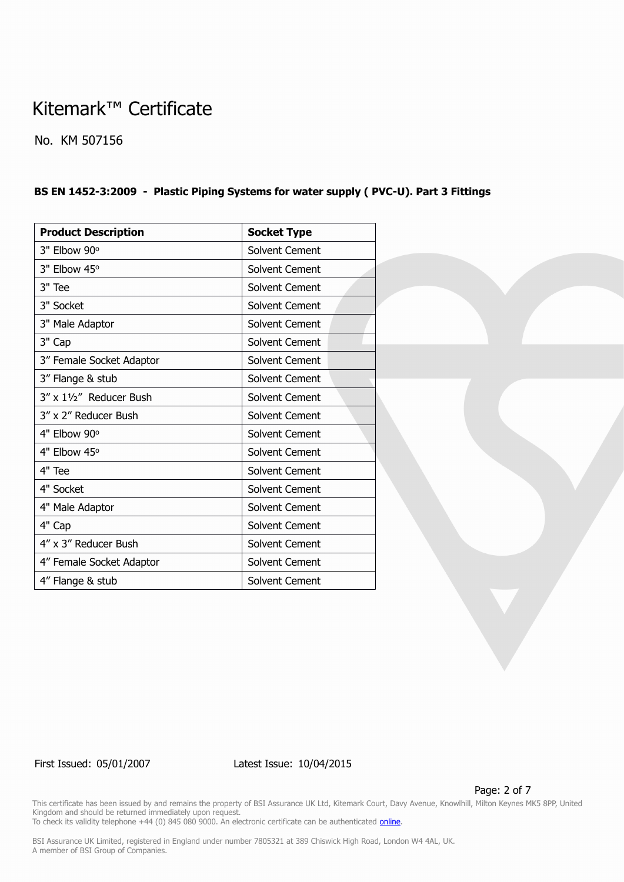# Kitemark™ Certificate

No. KM 507156

**BS EN 1452-3:2009 - Plastic Piping Systems for water supply ( PVC-U). Part 3 Fittings**

| Product Description | Socket Type |
|---|---|
| 3" Elbow 90º | Solvent Cement |
| 3" Elbow 45º | Solvent Cement |
| 3" Tee | Solvent Cement |
| 3" Socket | Solvent Cement |
| 3" Male Adaptor | Solvent Cement |
| 3" Cap | Solvent Cement |
| 3” Female Socket Adaptor | Solvent Cement |
| 3” Flange & stub | Solvent Cement |
| 3” x 1½” Reducer Bush | Solvent Cement |
| 3” x 2” Reducer Bush | Solvent Cement |
| 4" Elbow 90º | Solvent Cement |
| 4" Elbow 45º | Solvent Cement |
| 4" Tee | Solvent Cement |
| 4" Socket | Solvent Cement |
| 4" Male Adaptor | Solvent Cement |
| 4" Cap | Solvent Cement |
| 4” x 3” Reducer Bush | Solvent Cement |
| 4” Female Socket Adaptor | Solvent Cement |
| 4” Flange & stub | Solvent Cement |

First Issued: 05/01/2007 Latest Issue: 10/04/2015

This certificate has been issued by and remains the property of BSI Assurance UK Ltd, Kitemark Court, Davy Avenue, Knowlhill, Milton Keynes MK5 8PP, United Kingdom and should be returned immediately upon request.
To check its validity telephone +44 (0) 845 080 9000. An electronic certificate can be authenticated online.

BSI Assurance UK Limited, registered in England under number 7805321 at 389 Chiswick High Road, London W4 4AL, UK.
A member of BSI Group of Companies.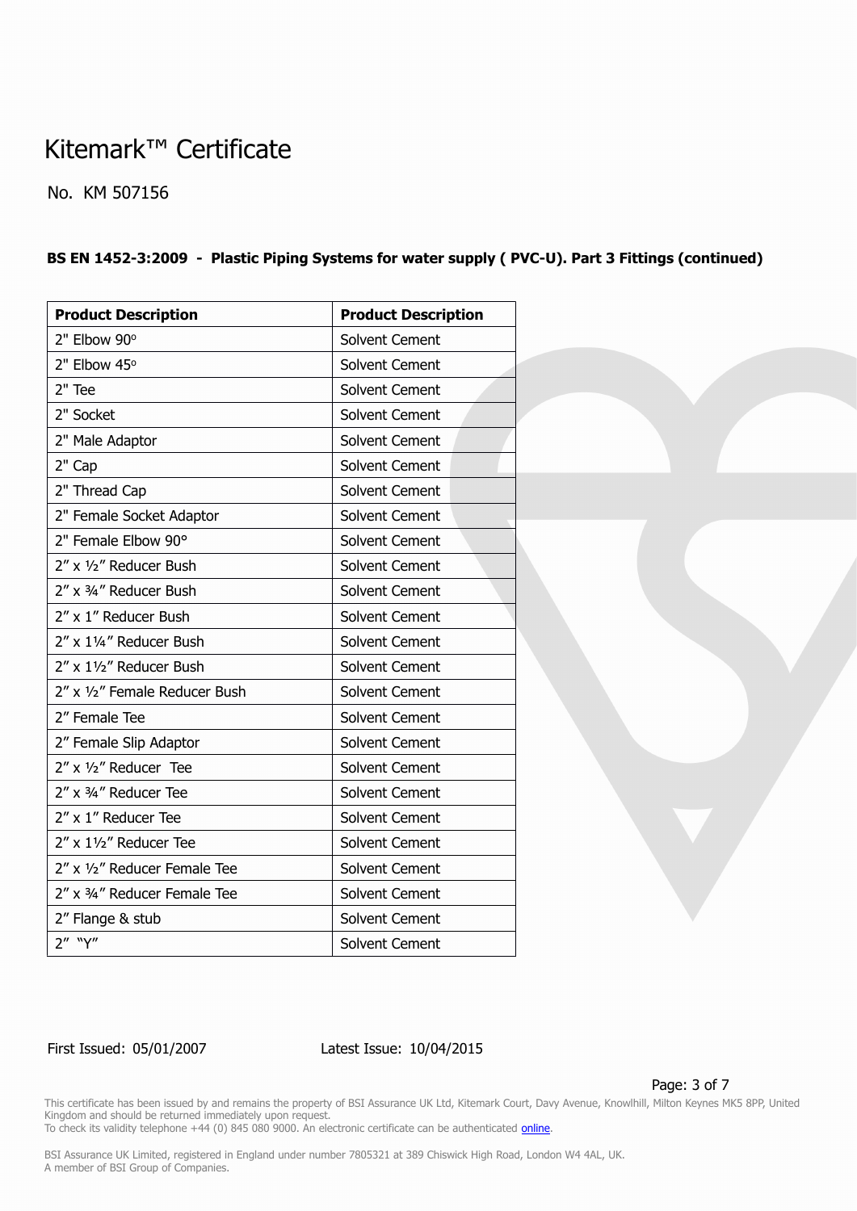# Kitemark™ Certificate

No. KM 507156

**BS EN 1452-3:2009 - Plastic Piping Systems for water supply ( PVC-U). Part 3 Fittings (continued)**

| Product Description | Product Description |
|---|---|
| 2" Elbow 90º | Solvent Cement |
| 2" Elbow 45º | Solvent Cement |
| 2" Tee | Solvent Cement |
| 2" Socket | Solvent Cement |
| 2" Male Adaptor | Solvent Cement |
| 2" Cap | Solvent Cement |
| 2" Thread Cap | Solvent Cement |
| 2" Female Socket Adaptor | Solvent Cement |
| 2" Female Elbow 90° | Solvent Cement |
| 2″ x ½″ Reducer Bush | Solvent Cement |
| 2″ x ¾″ Reducer Bush | Solvent Cement |
| 2″ x 1″ Reducer Bush | Solvent Cement |
| 2″ x 1¼″ Reducer Bush | Solvent Cement |
| 2″ x 1½″ Reducer Bush | Solvent Cement |
| 2″ x ½″ Female Reducer Bush | Solvent Cement |
| 2″ Female Tee | Solvent Cement |
| 2″ Female Slip Adaptor | Solvent Cement |
| 2″ x ½″ Reducer Tee | Solvent Cement |
| 2″ x ¾″ Reducer Tee | Solvent Cement |
| 2″ x 1″ Reducer Tee | Solvent Cement |
| 2″ x 1½″ Reducer Tee | Solvent Cement |
| 2″ x ½″ Reducer Female Tee | Solvent Cement |
| 2″ x ¾″ Reducer Female Tee | Solvent Cement |
| 2″ Flange & stub | Solvent Cement |
| 2″ "Y" | Solvent Cement |

First Issued: 05/01/2007 Latest Issue: 10/04/2015

This certificate has been issued by and remains the property of BSI Assurance UK Ltd, Kitemark Court, Davy Avenue, Knowlhill, Milton Keynes MK5 8PP, United Kingdom and should be returned immediately upon request.
To check its validity telephone +44 (0) 845 080 9000. An electronic certificate can be authenticated online.

BSI Assurance UK Limited, registered in England under number 7805321 at 389 Chiswick High Road, London W4 4AL, UK.
A member of BSI Group of Companies.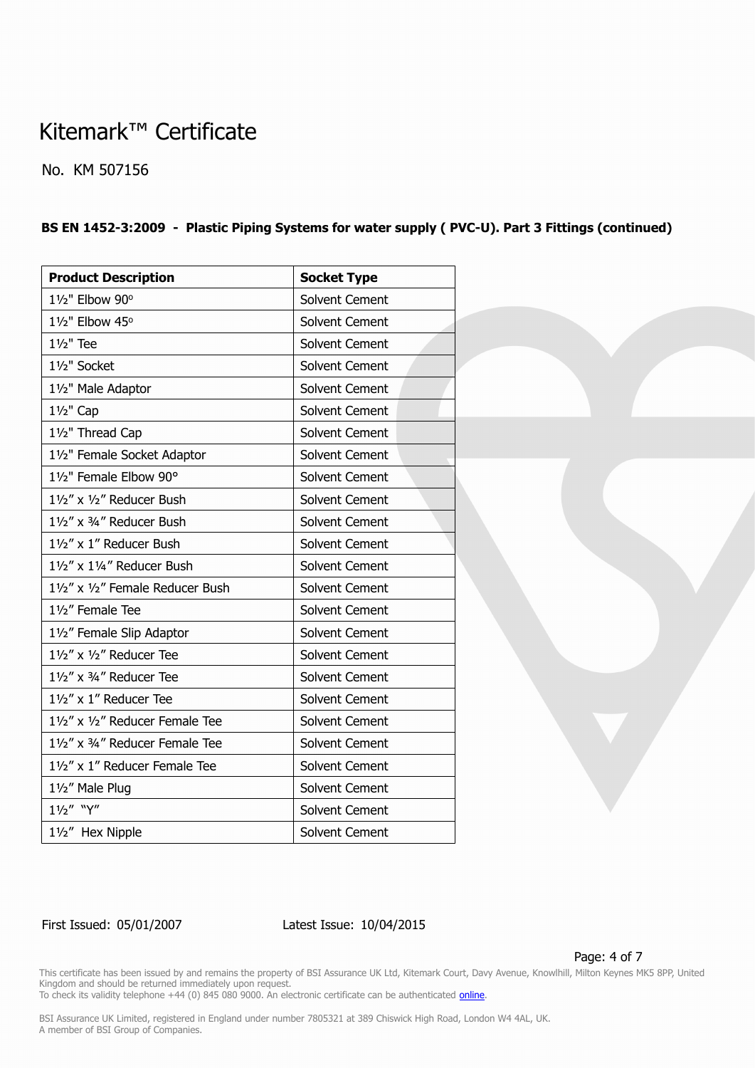# Kitemark™ Certificate

No. KM 507156

**BS EN 1452-3:2009 - Plastic Piping Systems for water supply ( PVC-U). Part 3 Fittings (continued)**

| Product Description | Socket Type |
|---|---|
| 1½" Elbow 90º | Solvent Cement |
| 1½" Elbow 45º | Solvent Cement |
| 1½" Tee | Solvent Cement |
| 1½" Socket | Solvent Cement |
| 1½" Male Adaptor | Solvent Cement |
| 1½" Cap | Solvent Cement |
| 1½" Thread Cap | Solvent Cement |
| 1½" Female Socket Adaptor | Solvent Cement |
| 1½" Female Elbow 90° | Solvent Cement |
| 1½" x ½" Reducer Bush | Solvent Cement |
| 1½" x ¾" Reducer Bush | Solvent Cement |
| 1½" x 1" Reducer Bush | Solvent Cement |
| 1½" x 1¼" Reducer Bush | Solvent Cement |
| 1½" x ½" Female Reducer Bush | Solvent Cement |
| 1½" Female Tee | Solvent Cement |
| 1½" Female Slip Adaptor | Solvent Cement |
| 1½" x ½" Reducer Tee | Solvent Cement |
| 1½" x ¾" Reducer Tee | Solvent Cement |
| 1½" x 1" Reducer Tee | Solvent Cement |
| 1½" x ½" Reducer Female Tee | Solvent Cement |
| 1½" x ¾" Reducer Female Tee | Solvent Cement |
| 1½" x 1" Reducer Female Tee | Solvent Cement |
| 1½" Male Plug | Solvent Cement |
| 1½" "Y" | Solvent Cement |
| 1½" Hex Nipple | Solvent Cement |

First Issued: 05/01/2007 Latest Issue: 10/04/2015

This certificate has been issued by and remains the property of BSI Assurance UK Ltd, Kitemark Court, Davy Avenue, Knowlhill, Milton Keynes MK5 8PP, United Kingdom and should be returned immediately upon request.
To check its validity telephone +44 (0) 845 080 9000. An electronic certificate can be authenticated online.

BSI Assurance UK Limited, registered in England under number 7805321 at 389 Chiswick High Road, London W4 4AL, UK.
A member of BSI Group of Companies.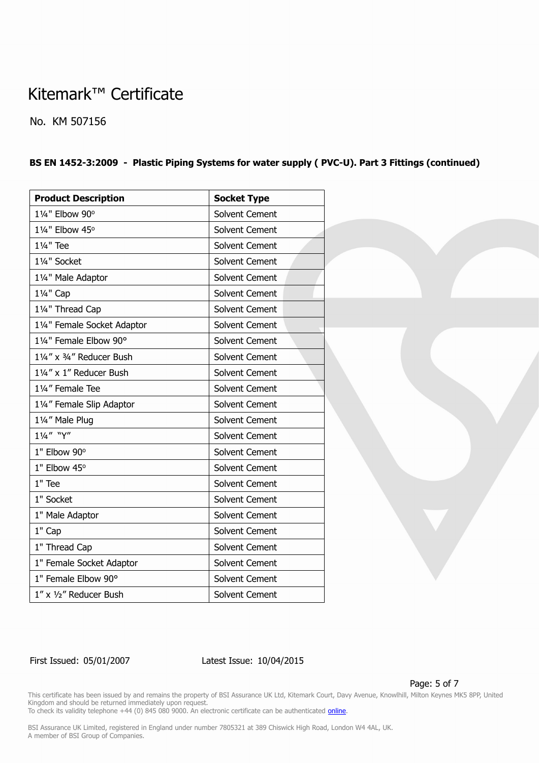# Kitemark™ Certificate

No. KM 507156

**BS EN 1452-3:2009 - Plastic Piping Systems for water supply ( PVC-U). Part 3 Fittings (continued)**

| Product Description | Socket Type |
|---|---|
| 1¼" Elbow 90º | Solvent Cement |
| 1¼" Elbow 45º | Solvent Cement |
| 1¼" Tee | Solvent Cement |
| 1¼" Socket | Solvent Cement |
| 1¼" Male Adaptor | Solvent Cement |
| 1¼" Cap | Solvent Cement |
| 1¼" Thread Cap | Solvent Cement |
| 1¼" Female Socket Adaptor | Solvent Cement |
| 1¼" Female Elbow 90° | Solvent Cement |
| 1¼" x ¾" Reducer Bush | Solvent Cement |
| 1¼" x 1" Reducer Bush | Solvent Cement |
| 1¼" Female Tee | Solvent Cement |
| 1¼" Female Slip Adaptor | Solvent Cement |
| 1¼" Male Plug | Solvent Cement |
| 1¼" "Y" | Solvent Cement |
| 1" Elbow 90º | Solvent Cement |
| 1" Elbow 45º | Solvent Cement |
| 1" Tee | Solvent Cement |
| 1" Socket | Solvent Cement |
| 1" Male Adaptor | Solvent Cement |
| 1" Cap | Solvent Cement |
| 1" Thread Cap | Solvent Cement |
| 1" Female Socket Adaptor | Solvent Cement |
| 1" Female Elbow 90° | Solvent Cement |
| 1" x ½" Reducer Bush | Solvent Cement |

First Issued: 05/01/2007 Latest Issue: 10/04/2015

This certificate has been issued by and remains the property of BSI Assurance UK Ltd, Kitemark Court, Davy Avenue, Knowlhill, Milton Keynes MK5 8PP, United Kingdom and should be returned immediately upon request.
To check its validity telephone +44 (0) 845 080 9000. An electronic certificate can be authenticated online.

BSI Assurance UK Limited, registered in England under number 7805321 at 389 Chiswick High Road, London W4 4AL, UK.
A member of BSI Group of Companies.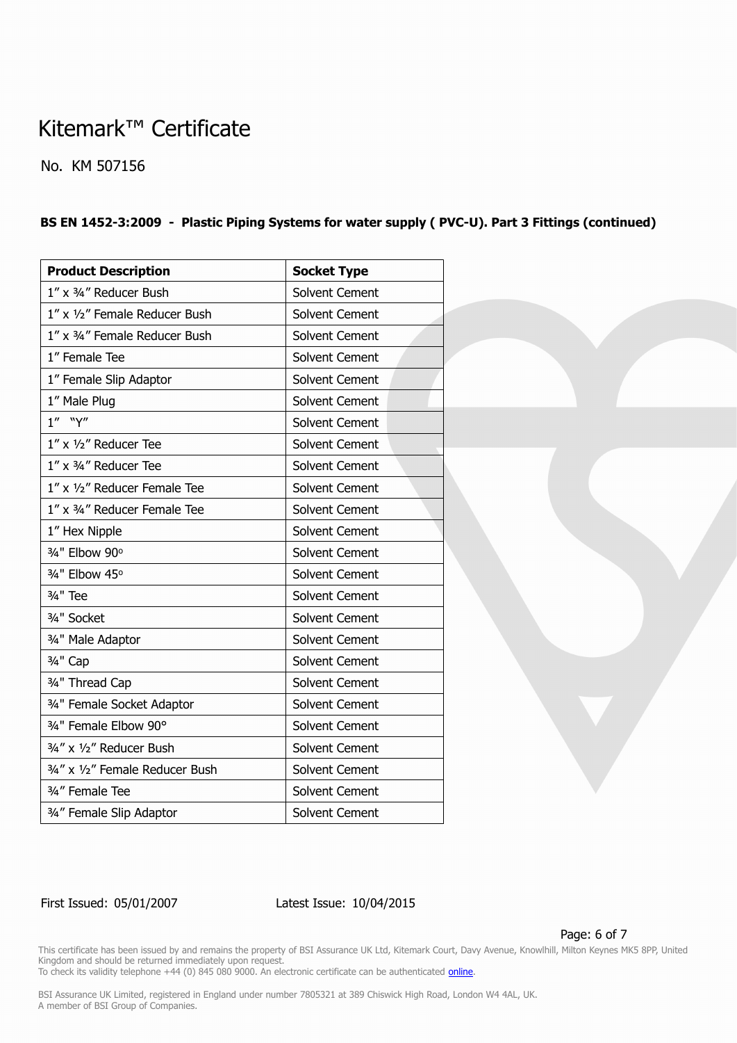# Kitemark™ Certificate

No. KM 507156

**BS EN 1452-3:2009 - Plastic Piping Systems for water supply ( PVC-U). Part 3 Fittings (continued)**

| **Product Description** | **Socket Type** |
|---|---|
| 1″ x ¾″ Reducer Bush | Solvent Cement |
| 1″ x ½″ Female Reducer Bush | Solvent Cement |
| 1″ x ¾″ Female Reducer Bush | Solvent Cement |
| 1″ Female Tee | Solvent Cement |
| 1″ Female Slip Adaptor | Solvent Cement |
| 1″ Male Plug | Solvent Cement |
| 1″ "Y" | Solvent Cement |
| 1″ x ½″ Reducer Tee | Solvent Cement |
| 1″ x ¾″ Reducer Tee | Solvent Cement |
| 1″ x ½″ Reducer Female Tee | Solvent Cement |
| 1″ x ¾″ Reducer Female Tee | Solvent Cement |
| 1″ Hex Nipple | Solvent Cement |
| ¾" Elbow 90º | Solvent Cement |
| ¾" Elbow 45º | Solvent Cement |
| ¾" Tee | Solvent Cement |
| ¾" Socket | Solvent Cement |
| ¾" Male Adaptor | Solvent Cement |
| ¾" Cap | Solvent Cement |
| ¾" Thread Cap | Solvent Cement |
| ¾" Female Socket Adaptor | Solvent Cement |
| ¾" Female Elbow 90° | Solvent Cement |
| ¾″ x ½″ Reducer Bush | Solvent Cement |
| ¾″ x ½″ Female Reducer Bush | Solvent Cement |
| ¾″ Female Tee | Solvent Cement |
| ¾″ Female Slip Adaptor | Solvent Cement |

First Issued: 05/01/2007    Latest Issue: 10/04/2015

This certificate has been issued by and remains the property of BSI Assurance UK Ltd, Kitemark Court, Davy Avenue, Knowlhill, Milton Keynes MK5 8PP, United Kingdom and should be returned immediately upon request.
To check its validity telephone +44 (0) 845 080 9000. An electronic certificate can be authenticated online.

BSI Assurance UK Limited, registered in England under number 7805321 at 389 Chiswick High Road, London W4 4AL, UK.
A member of BSI Group of Companies.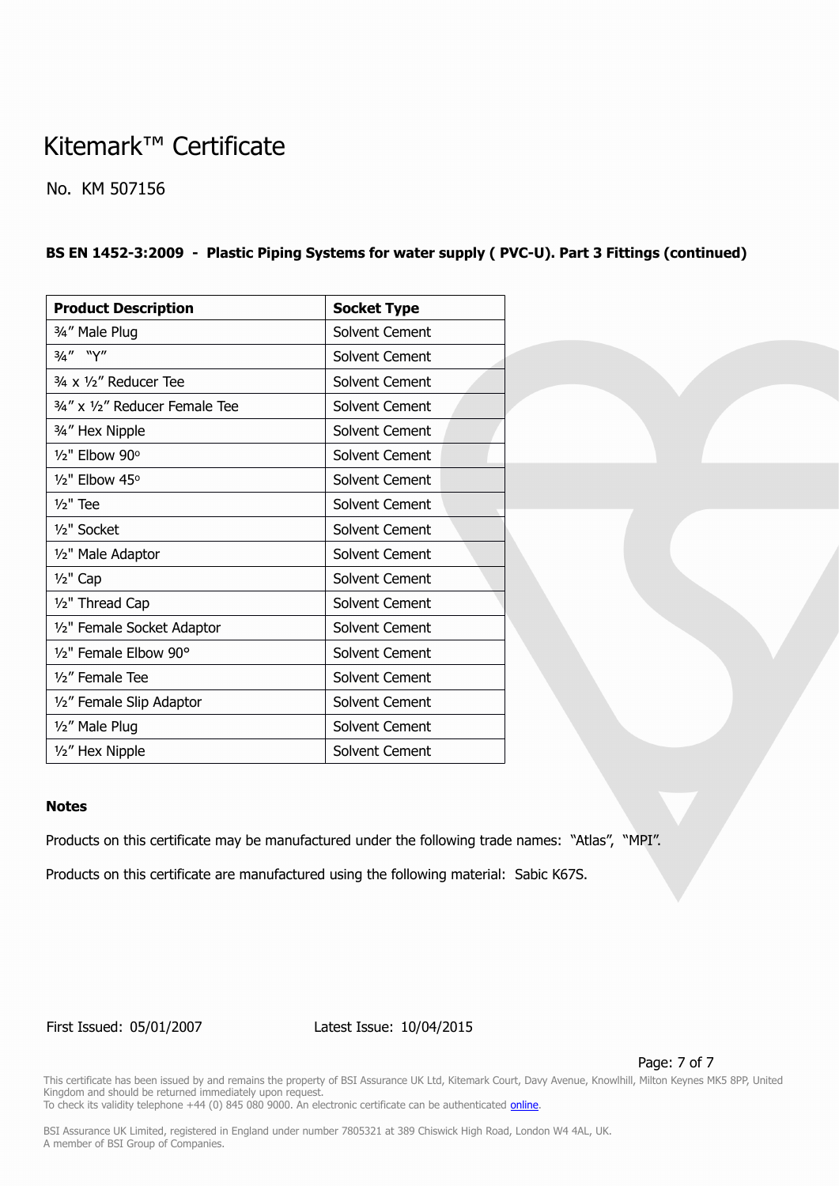# Kitemark™ Certificate

No. KM 507156

**BS EN 1452-3:2009 - Plastic Piping Systems for water supply ( PVC-U). Part 3 Fittings (continued)**

| Product Description | Socket Type |
| --- | --- |
| ¾″ Male Plug | Solvent Cement |
| ¾″ "Y" | Solvent Cement |
| ¾ x ½″ Reducer Tee | Solvent Cement |
| ¾″ x ½″ Reducer Female Tee | Solvent Cement |
| ¾″ Hex Nipple | Solvent Cement |
| ½" Elbow 90° | Solvent Cement |
| ½" Elbow 45° | Solvent Cement |
| ½" Tee | Solvent Cement |
| ½" Socket | Solvent Cement |
| ½" Male Adaptor | Solvent Cement |
| ½" Cap | Solvent Cement |
| ½" Thread Cap | Solvent Cement |
| ½" Female Socket Adaptor | Solvent Cement |
| ½" Female Elbow 90° | Solvent Cement |
| ½″ Female Tee | Solvent Cement |
| ½″ Female Slip Adaptor | Solvent Cement |
| ½″ Male Plug | Solvent Cement |
| ½″ Hex Nipple | Solvent Cement |

**Notes**

Products on this certificate may be manufactured under the following trade names: "Atlas", "MPI".

Products on this certificate are manufactured using the following material: Sabic K67S.

First Issued: 05/01/2007 Latest Issue: 10/04/2015

This certificate has been issued by and remains the property of BSI Assurance UK Ltd, Kitemark Court, Davy Avenue, Knowlhill, Milton Keynes MK5 8PP, United Kingdom and should be returned immediately upon request.
To check its validity telephone +44 (0) 845 080 9000. An electronic certificate can be authenticated online.

BSI Assurance UK Limited, registered in England under number 7805321 at 389 Chiswick High Road, London W4 4AL, UK.
A member of BSI Group of Companies.